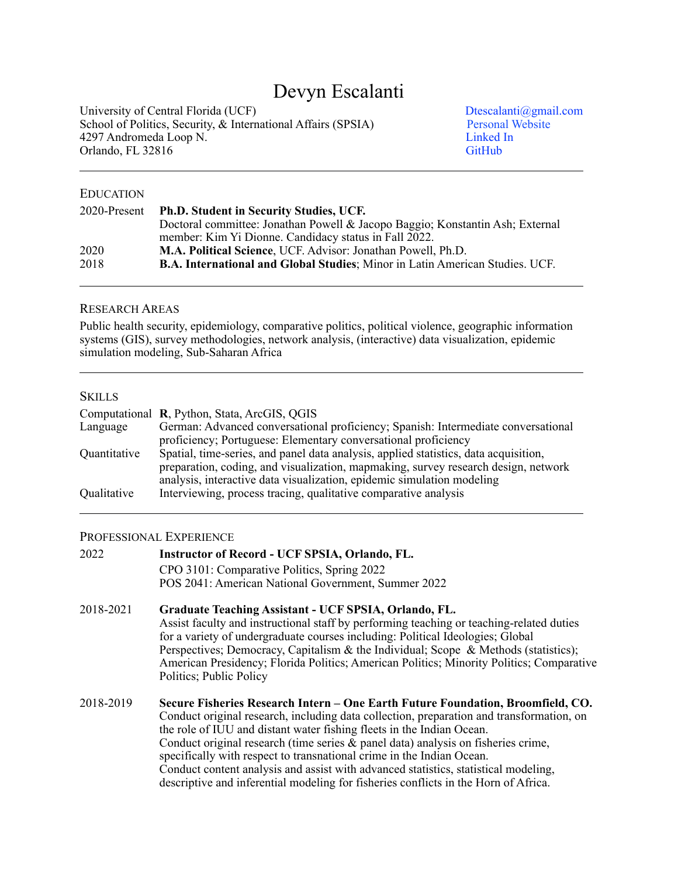# Devyn Escalanti

University of Central Florida (UCF)
School of Politics, Security, & International Affairs (SPSIA)
4297 Andromeda Loop N.
Orlando, FL 32816

Dtescalanti@gmail.com
Personal Website
Linked In
GitHub

---

## EDUCATION

| | |
|---|---|
| 2020-Present | **Ph.D. Student in Security Studies, UCF.** Doctoral committee: Jonathan Powell & Jacopo Baggio; Konstantin Ash; External member: Kim Yi Dionne. Candidacy status in Fall 2022. |
| 2020 | **M.A. Political Science**, UCF. Advisor: Jonathan Powell, Ph.D. |
| 2018 | **B.A. International and Global Studies**; Minor in Latin American Studies. UCF. |

---

## RESEARCH AREAS

Public health security, epidemiology, comparative politics, political violence, geographic information systems (GIS), survey methodologies, network analysis, (interactive) data visualization, epidemic simulation modeling, Sub-Saharan Africa

---

## SKILLS

| | |
|---|---|
| Computational | **R**, Python, Stata, ArcGIS, QGIS |
| Language | German: Advanced conversational proficiency; Spanish: Intermediate conversational proficiency; Portuguese: Elementary conversational proficiency |
| Quantitative | Spatial, time-series, and panel data analysis, applied statistics, data acquisition, preparation, coding, and visualization, mapmaking, survey research design, network analysis, interactive data visualization, epidemic simulation modeling |
| Qualitative | Interviewing, process tracing, qualitative comparative analysis |

---

## PROFESSIONAL EXPERIENCE

**2022 — Instructor of Record - UCF SPSIA, Orlando, FL.**

CPO 3101: Comparative Politics, Spring 2022
POS 2041: American National Government, Summer 2022

**2018-2021 — Graduate Teaching Assistant - UCF SPSIA, Orlando, FL.**

Assist faculty and instructional staff by performing teaching or teaching-related duties for a variety of undergraduate courses including: Political Ideologies; Global Perspectives; Democracy, Capitalism & the Individual; Scope & Methods (statistics); American Presidency; Florida Politics; American Politics; Minority Politics; Comparative Politics; Public Policy

**2018-2019 — Secure Fisheries Research Intern – One Earth Future Foundation, Broomfield, CO.**

Conduct original research, including data collection, preparation and transformation, on the role of IUU and distant water fishing fleets in the Indian Ocean.
Conduct original research (time series & panel data) analysis on fisheries crime, specifically with respect to transnational crime in the Indian Ocean.
Conduct content analysis and assist with advanced statistics, statistical modeling, descriptive and inferential modeling for fisheries conflicts in the Horn of Africa.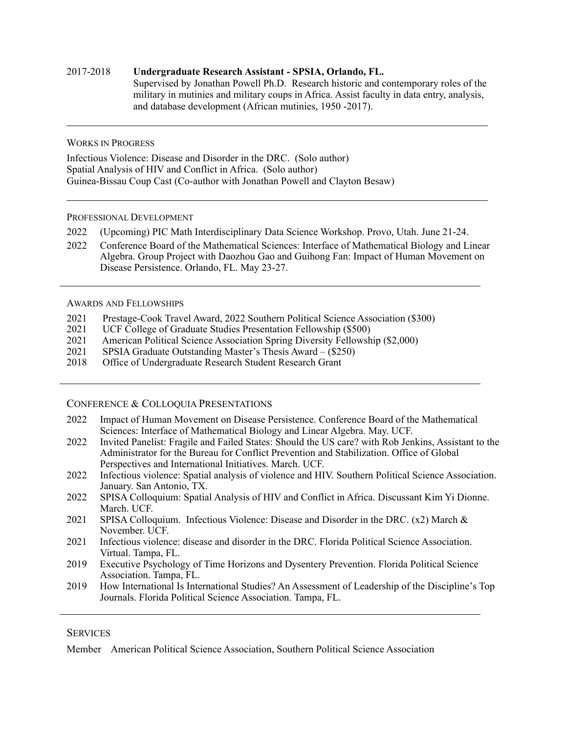2017-2018 **Undergraduate Research Assistant - SPSIA, Orlando, FL.**
Supervised by Jonathan Powell Ph.D. Research historic and contemporary roles of the military in mutinies and military coups in Africa. Assist faculty in data entry, analysis, and database development (African mutinies, 1950 -2017).

---

## WORKS IN PROGRESS

Infectious Violence: Disease and Disorder in the DRC. (Solo author)
Spatial Analysis of HIV and Conflict in Africa. (Solo author)
Guinea-Bissau Coup Cast (Co-author with Jonathan Powell and Clayton Besaw)

---

## PROFESSIONAL DEVELOPMENT

2022 (Upcoming) PIC Math Interdisciplinary Data Science Workshop. Provo, Utah. June 21-24.

2022 Conference Board of the Mathematical Sciences: Interface of Mathematical Biology and Linear Algebra. Group Project with Daozhou Gao and Guihong Fan: Impact of Human Movement on Disease Persistence. Orlando, FL. May 23-27.

---

## AWARDS AND FELLOWSHIPS

2021 Prestage-Cook Travel Award, 2022 Southern Political Science Association ($300)
2021 UCF College of Graduate Studies Presentation Fellowship ($500)
2021 American Political Science Association Spring Diversity Fellowship ($2,000)
2021 SPSIA Graduate Outstanding Master's Thesis Award – ($250)
2018 Office of Undergraduate Research Student Research Grant

---

## CONFERENCE & COLLOQUIA PRESENTATIONS

2022 Impact of Human Movement on Disease Persistence. Conference Board of the Mathematical Sciences: Interface of Mathematical Biology and Linear Algebra. May. UCF.
2022 Invited Panelist: Fragile and Failed States: Should the US care? with Rob Jenkins, Assistant to the Administrator for the Bureau for Conflict Prevention and Stabilization. Office of Global Perspectives and International Initiatives. March. UCF.
2022 Infectious violence: Spatial analysis of violence and HIV. Southern Political Science Association. January. San Antonio, TX.
2022 SPISA Colloquium: Spatial Analysis of HIV and Conflict in Africa. Discussant Kim Yi Dionne. March. UCF.
2021 SPISA Colloquium. Infectious Violence: Disease and Disorder in the DRC. (x2) March & November. UCF.
2021 Infectious violence: disease and disorder in the DRC. Florida Political Science Association. Virtual. Tampa, FL.
2019 Executive Psychology of Time Horizons and Dysentery Prevention. Florida Political Science Association. Tampa, FL.
2019 How International Is International Studies? An Assessment of Leadership of the Discipline's Top Journals. Florida Political Science Association. Tampa, FL.

---

## SERVICES

Member American Political Science Association, Southern Political Science Association